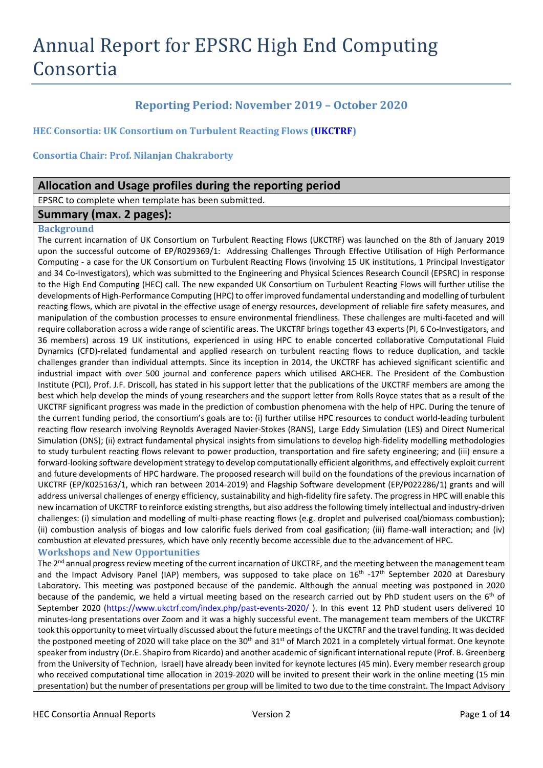# Annual Report for EPSRC High End Computing Consortia

## Reporting Period: November 2019 – October 2020

### HEC Consortia: UK Consortium on Turbulent Reacting Flows (UKCTRF)

### Consortia Chair: Prof. Nilanjan Chakraborty

## Allocation and Usage profiles during the reporting period

EPSRC to complete when template has been submitted.

## Summary (max. 2 pages):

### Background

The current incarnation of UK Consortium on Turbulent Reacting Flows (UKCTRF) was launched on the 8th of January 2019 upon the successful outcome of EP/R029369/1: Addressing Challenges Through Effective Utilisation of High Performance Computing - a case for the UK Consortium on Turbulent Reacting Flows (involving 15 UK institutions, 1 Principal Investigator and 34 Co-Investigators), which was submitted to the Engineering and Physical Sciences Research Council (EPSRC) in response to the High End Computing (HEC) call. The new expanded UK Consortium on Turbulent Reacting Flows will further utilise the developments of High-Performance Computing (HPC) to offer improved fundamental understanding and modelling of turbulent reacting flows, which are pivotal in the effective usage of energy resources, development of reliable fire safety measures, and manipulation of the combustion processes to ensure environmental friendliness. These challenges are multi-faceted and will require collaboration across a wide range of scientific areas. The UKCTRF brings together 43 experts (PI, 6 Co-Investigators, and 36 members) across 19 UK institutions, experienced in using HPC to enable concerted collaborative Computational Fluid Dynamics (CFD)-related fundamental and applied research on turbulent reacting flows to reduce duplication, and tackle challenges grander than individual attempts. Since its inception in 2014, the UKCTRF has achieved significant scientific and industrial impact with over 500 journal and conference papers which utilised ARCHER. The President of the Combustion Institute (PCI), Prof. J.F. Driscoll, has stated in his support letter that the publications of the UKCTRF members are among the best which help develop the minds of young researchers and the support letter from Rolls Royce states that as a result of the UKCTRF significant progress was made in the prediction of combustion phenomena with the help of HPC. During the tenure of the current funding period, the consortium's goals are to: (i) further utilise HPC resources to conduct world-leading turbulent reacting flow research involving Reynolds Averaged Navier-Stokes (RANS), Large Eddy Simulation (LES) and Direct Numerical Simulation (DNS); (ii) extract fundamental physical insights from simulations to develop high-fidelity modelling methodologies to study turbulent reacting flows relevant to power production, transportation and fire safety engineering; and (iii) ensure a forward-looking software development strategy to develop computationally efficient algorithms, and effectively exploit current and future developments of HPC hardware. The proposed research will build on the foundations of the previous incarnation of UKCTRF (EP/K025163/1, which ran between 2014-2019) and Flagship Software development (EP/P022286/1) grants and will address universal challenges of energy efficiency, sustainability and high-fidelity fire safety. The progress in HPC will enable this new incarnation of UKCTRF to reinforce existing strengths, but also address the following timely intellectual and industry-driven challenges: (i) simulation and modelling of multi-phase reacting flows (e.g. droplet and pulverised coal/biomass combustion); (ii) combustion analysis of biogas and low calorific fuels derived from coal gasification; (iii) flame-wall interaction; and (iv) combustion at elevated pressures, which have only recently become accessible due to the advancement of HPC.

### Workshops and New Opportunities

The 2nd annual progress review meeting of the current incarnation of UKCTRF, and the meeting between the management team and the Impact Advisory Panel (IAP) members, was supposed to take place on 16th -17th September 2020 at Daresbury Laboratory. This meeting was postponed because of the pandemic. Although the annual meeting was postponed in 2020 because of the pandemic, we held a virtual meeting based on the research carried out by PhD student users on the 6th of September 2020 (https://www.ukctrf.com/index.php/past-events-2020/ ). In this event 12 PhD student users delivered 10 minutes-long presentations over Zoom and it was a highly successful event. The management team members of the UKCTRF took this opportunity to meet virtually discussed about the future meetings of the UKCTRF and the travel funding. It was decided the postponed meeting of 2020 will take place on the 30th and 31st of March 2021 in a completely virtual format. One keynote speaker from industry (Dr.E. Shapiro from Ricardo) and another academic of significant international repute (Prof. B. Greenberg from the University of Technion, Israel) have already been invited for keynote lectures (45 min). Every member research group who received computational time allocation in 2019-2020 will be invited to present their work in the online meeting (15 min presentation) but the number of presentations per group will be limited to two due to the time constraint. The Impact Advisory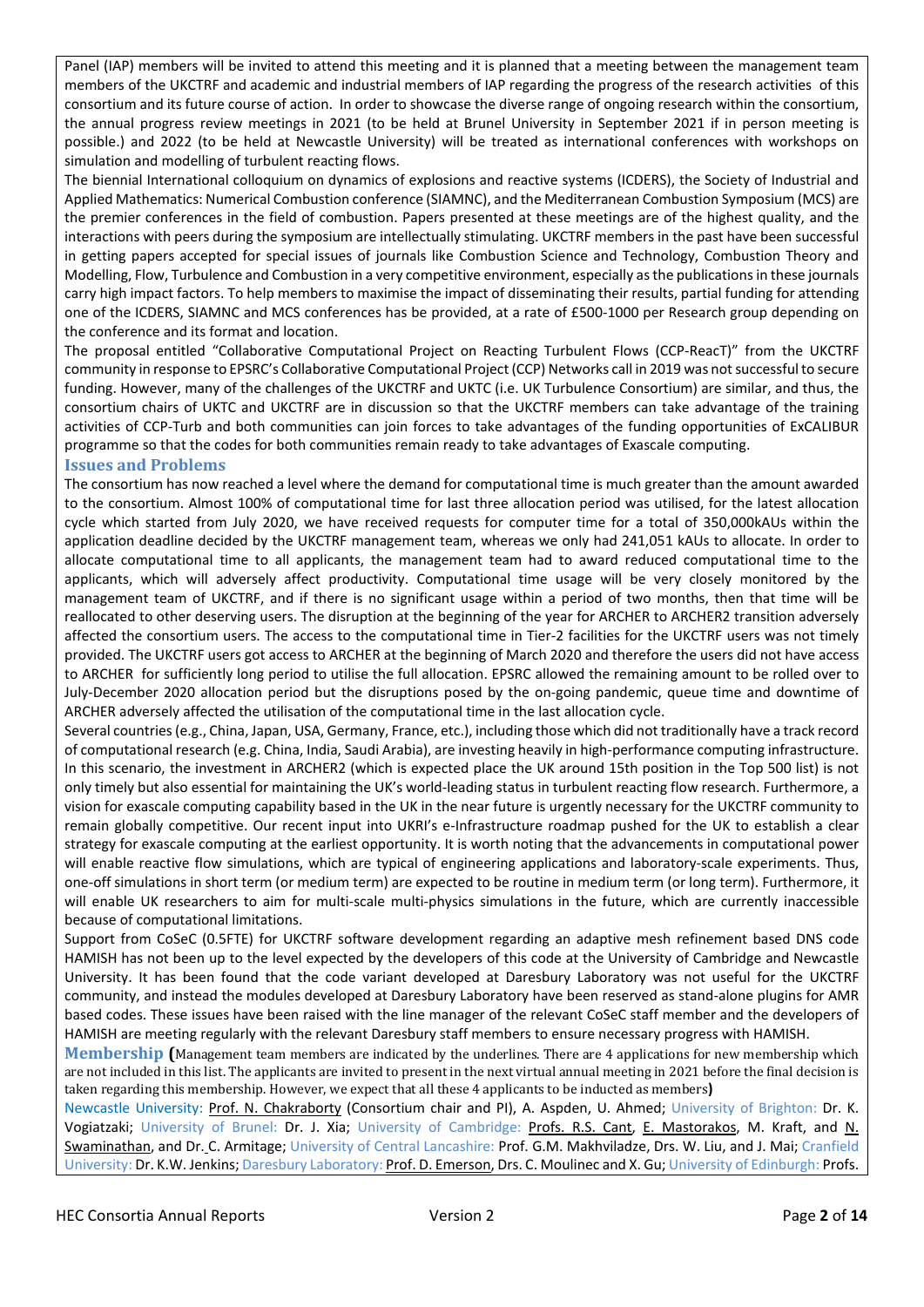Panel (IAP) members will be invited to attend this meeting and it is planned that a meeting between the management team members of the UKCTRF and academic and industrial members of IAP regarding the progress of the research activities of this consortium and its future course of action. In order to showcase the diverse range of ongoing research within the consortium, the annual progress review meetings in 2021 (to be held at Brunel University in September 2021 if in person meeting is possible.) and 2022 (to be held at Newcastle University) will be treated as international conferences with workshops on simulation and modelling of turbulent reacting flows.

The biennial International colloquium on dynamics of explosions and reactive systems (ICDERS), the Society of Industrial and Applied Mathematics: Numerical Combustion conference (SIAMNC), and the Mediterranean Combustion Symposium (MCS) are the premier conferences in the field of combustion. Papers presented at these meetings are of the highest quality, and the interactions with peers during the symposium are intellectually stimulating. UKCTRF members in the past have been successful in getting papers accepted for special issues of journals like Combustion Science and Technology, Combustion Theory and Modelling, Flow, Turbulence and Combustion in a very competitive environment, especially as the publications in these journals carry high impact factors. To help members to maximise the impact of disseminating their results, partial funding for attending one of the ICDERS, SIAMNC and MCS conferences has be provided, at a rate of £500-1000 per Research group depending on the conference and its format and location.

The proposal entitled "Collaborative Computational Project on Reacting Turbulent Flows (CCP-ReacT)" from the UKCTRF community in response to EPSRC's Collaborative Computational Project (CCP) Networks call in 2019 was not successful to secure funding. However, many of the challenges of the UKCTRF and UKTC (i.e. UK Turbulence Consortium) are similar, and thus, the consortium chairs of UKTC and UKCTRF are in discussion so that the UKCTRF members can take advantage of the training activities of CCP-Turb and both communities can join forces to take advantages of the funding opportunities of ExCALIBUR programme so that the codes for both communities remain ready to take advantages of Exascale computing.

## Issues and Problems

The consortium has now reached a level where the demand for computational time is much greater than the amount awarded to the consortium. Almost 100% of computational time for last three allocation period was utilised, for the latest allocation cycle which started from July 2020, we have received requests for computer time for a total of 350,000kAUs within the application deadline decided by the UKCTRF management team, whereas we only had 241,051 kAUs to allocate. In order to allocate computational time to all applicants, the management team had to award reduced computational time to the applicants, which will adversely affect productivity. Computational time usage will be very closely monitored by the management team of UKCTRF, and if there is no significant usage within a period of two months, then that time will be reallocated to other deserving users. The disruption at the beginning of the year for ARCHER to ARCHER2 transition adversely affected the consortium users. The access to the computational time in Tier-2 facilities for the UKCTRF users was not timely provided. The UKCTRF users got access to ARCHER at the beginning of March 2020 and therefore the users did not have access to ARCHER for sufficiently long period to utilise the full allocation. EPSRC allowed the remaining amount to be rolled over to July-December 2020 allocation period but the disruptions posed by the on-going pandemic, queue time and downtime of ARCHER adversely affected the utilisation of the computational time in the last allocation cycle.

Several countries (e.g., China, Japan, USA, Germany, France, etc.), including those which did not traditionally have a track record of computational research (e.g. China, India, Saudi Arabia), are investing heavily in high-performance computing infrastructure. In this scenario, the investment in ARCHER2 (which is expected place the UK around 15th position in the Top 500 list) is not only timely but also essential for maintaining the UK's world-leading status in turbulent reacting flow research. Furthermore, a vision for exascale computing capability based in the UK in the near future is urgently necessary for the UKCTRF community to remain globally competitive. Our recent input into UKRI's e-Infrastructure roadmap pushed for the UK to establish a clear strategy for exascale computing at the earliest opportunity. It is worth noting that the advancements in computational power will enable reactive flow simulations, which are typical of engineering applications and laboratory-scale experiments. Thus, one-off simulations in short term (or medium term) are expected to be routine in medium term (or long term). Furthermore, it will enable UK researchers to aim for multi-scale multi-physics simulations in the future, which are currently inaccessible because of computational limitations.

Support from CoSeC (0.5FTE) for UKCTRF software development regarding an adaptive mesh refinement based DNS code HAMISH has not been up to the level expected by the developers of this code at the University of Cambridge and Newcastle University. It has been found that the code variant developed at Daresbury Laboratory was not useful for the UKCTRF community, and instead the modules developed at Daresbury Laboratory have been reserved as stand-alone plugins for AMR based codes. These issues have been raised with the line manager of the relevant CoSeC staff member and the developers of HAMISH are meeting regularly with the relevant Daresbury staff members to ensure necessary progress with HAMISH.

## Membership

**(**Management team members are indicated by the underlines. There are 4 applications for new membership which are not included in this list. The applicants are invited to present in the next virtual annual meeting in 2021 before the final decision is taken regarding this membership. However, we expect that all these 4 applicants to be inducted as members**)**

Newcastle University: Prof. N. Chakraborty (Consortium chair and PI), A. Aspden, U. Ahmed; University of Brighton: Dr. K. Vogiatzaki; University of Brunel: Dr. J. Xia; University of Cambridge: Profs. R.S. Cant, E. Mastorakos, M. Kraft, and N. Swaminathan, and Dr. C. Armitage; University of Central Lancashire: Prof. G.M. Makhviladze, Drs. W. Liu, and J. Mai; Cranfield University: Dr. K.W. Jenkins; Daresbury Laboratory: Prof. D. Emerson, Drs. C. Moulinec and X. Gu; University of Edinburgh: Profs.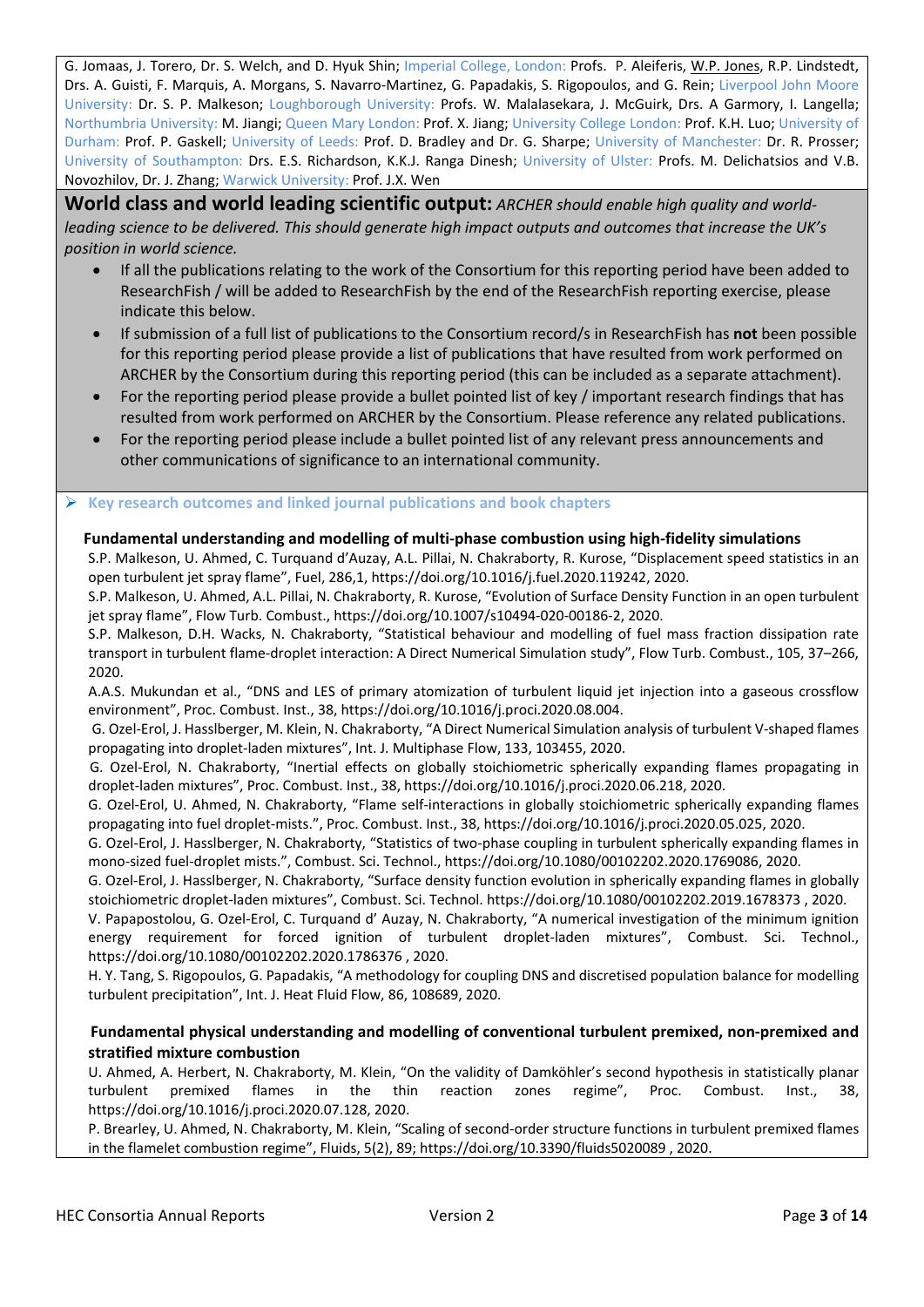G. Jomaas, J. Torero, Dr. S. Welch, and D. Hyuk Shin; Imperial College, London: Profs. P. Aleiferis, W.P. Jones, R.P. Lindstedt, Drs. A. Guisti, F. Marquis, A. Morgans, S. Navarro-Martinez, G. Papadakis, S. Rigopoulos, and G. Rein; Liverpool John Moore University: Dr. S. P. Malkeson; Loughborough University: Profs. W. Malalasekara, J. McGuirk, Drs. A Garmory, I. Langella; Northumbria University: M. Jiangi; Queen Mary London: Prof. X. Jiang; University College London: Prof. K.H. Luo; University of Durham: Prof. P. Gaskell; University of Leeds: Prof. D. Bradley and Dr. G. Sharpe; University of Manchester: Dr. R. Prosser; University of Southampton: Drs. E.S. Richardson, K.K.J. Ranga Dinesh; University of Ulster: Profs. M. Delichatsios and V.B. Novozhilov, Dr. J. Zhang; Warwick University: Prof. J.X. Wen

## World class and world leading scientific output: *ARCHER should enable high quality and world-leading science to be delivered. This should generate high impact outputs and outcomes that increase the UK's position in world science.*

- If all the publications relating to the work of the Consortium for this reporting period have been added to ResearchFish / will be added to ResearchFish by the end of the ResearchFish reporting exercise, please indicate this below.
- If submission of a full list of publications to the Consortium record/s in ResearchFish has **not** been possible for this reporting period please provide a list of publications that have resulted from work performed on ARCHER by the Consortium during this reporting period (this can be included as a separate attachment).
- For the reporting period please provide a bullet pointed list of key / important research findings that has resulted from work performed on ARCHER by the Consortium. Please reference any related publications.
- For the reporting period please include a bullet pointed list of any relevant press announcements and other communications of significance to an international community.

### ➢ Key research outcomes and linked journal publications and book chapters

**Fundamental understanding and modelling of multi-phase combustion using high-fidelity simulations**

S.P. Malkeson, U. Ahmed, C. Turquand d'Auzay, A.L. Pillai, N. Chakraborty, R. Kurose, "Displacement speed statistics in an open turbulent jet spray flame", Fuel, 286,1, https://doi.org/10.1016/j.fuel.2020.119242, 2020.

S.P. Malkeson, U. Ahmed, A.L. Pillai, N. Chakraborty, R. Kurose, "Evolution of Surface Density Function in an open turbulent jet spray flame", Flow Turb. Combust., https://doi.org/10.1007/s10494-020-00186-2, 2020.

S.P. Malkeson, D.H. Wacks, N. Chakraborty, "Statistical behaviour and modelling of fuel mass fraction dissipation rate transport in turbulent flame-droplet interaction: A Direct Numerical Simulation study", Flow Turb. Combust., 105, 37–266, 2020.

A.A.S. Mukundan et al., "DNS and LES of primary atomization of turbulent liquid jet injection into a gaseous crossflow environment", Proc. Combust. Inst., 38, https://doi.org/10.1016/j.proci.2020.08.004.

G. Ozel-Erol, J. Hasslberger, M. Klein, N. Chakraborty, "A Direct Numerical Simulation analysis of turbulent V-shaped flames propagating into droplet-laden mixtures", Int. J. Multiphase Flow, 133, 103455, 2020.

G. Ozel-Erol, N. Chakraborty, "Inertial effects on globally stoichiometric spherically expanding flames propagating in droplet-laden mixtures", Proc. Combust. Inst., 38, https://doi.org/10.1016/j.proci.2020.06.218, 2020.

G. Ozel-Erol, U. Ahmed, N. Chakraborty, "Flame self-interactions in globally stoichiometric spherically expanding flames propagating into fuel droplet-mists.", Proc. Combust. Inst., 38, https://doi.org/10.1016/j.proci.2020.05.025, 2020.

G. Ozel-Erol, J. Hasslberger, N. Chakraborty, "Statistics of two-phase coupling in turbulent spherically expanding flames in mono-sized fuel-droplet mists.", Combust. Sci. Technol., https://doi.org/10.1080/00102202.2020.1769086, 2020.

G. Ozel-Erol, J. Hasslberger, N. Chakraborty, "Surface density function evolution in spherically expanding flames in globally stoichiometric droplet-laden mixtures", Combust. Sci. Technol. https://doi.org/10.1080/00102202.2019.1678373 , 2020.

V. Papapostolou, G. Ozel-Erol, C. Turquand d' Auzay, N. Chakraborty, "A numerical investigation of the minimum ignition energy requirement for forced ignition of turbulent droplet-laden mixtures", Combust. Sci. Technol., https://doi.org/10.1080/00102202.2020.1786376 , 2020.

H. Y. Tang, S. Rigopoulos, G. Papadakis, "A methodology for coupling DNS and discretised population balance for modelling turbulent precipitation", Int. J. Heat Fluid Flow, 86, 108689, 2020.

**Fundamental physical understanding and modelling of conventional turbulent premixed, non-premixed and stratified mixture combustion**

U. Ahmed, A. Herbert, N. Chakraborty, M. Klein, "On the validity of Damköhler's second hypothesis in statistically planar turbulent premixed flames in the thin reaction zones regime", Proc. Combust. Inst., 38, https://doi.org/10.1016/j.proci.2020.07.128, 2020.

P. Brearley, U. Ahmed, N. Chakraborty, M. Klein, "Scaling of second-order structure functions in turbulent premixed flames in the flamelet combustion regime", Fluids, 5(2), 89; https://doi.org/10.3390/fluids5020089 , 2020.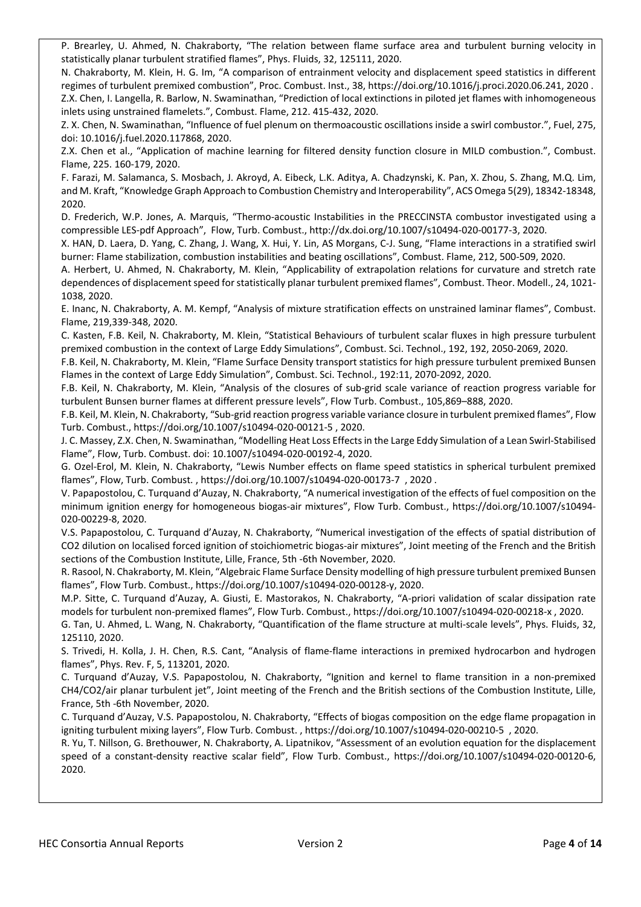P. Brearley, U. Ahmed, N. Chakraborty, "The relation between flame surface area and turbulent burning velocity in statistically planar turbulent stratified flames", Phys. Fluids, 32, 125111, 2020.

N. Chakraborty, M. Klein, H. G. Im, "A comparison of entrainment velocity and displacement speed statistics in different regimes of turbulent premixed combustion", Proc. Combust. Inst., 38, https://doi.org/10.1016/j.proci.2020.06.241, 2020 .

Z.X. Chen, I. Langella, R. Barlow, N. Swaminathan, "Prediction of local extinctions in piloted jet flames with inhomogeneous inlets using unstrained flamelets.", Combust. Flame, 212. 415-432, 2020.

Z. X. Chen, N. Swaminathan, "Influence of fuel plenum on thermoacoustic oscillations inside a swirl combustor.", Fuel, 275, doi: 10.1016/j.fuel.2020.117868, 2020.

Z.X. Chen et al., "Application of machine learning for filtered density function closure in MILD combustion.", Combust. Flame, 225. 160-179, 2020.

F. Farazi, M. Salamanca, S. Mosbach, J. Akroyd, A. Eibeck, L.K. Aditya, A. Chadzynski, K. Pan, X. Zhou, S. Zhang, M.Q. Lim, and M. Kraft, "Knowledge Graph Approach to Combustion Chemistry and Interoperability", ACS Omega 5(29), 18342-18348, 2020.

D. Frederich, W.P. Jones, A. Marquis, "Thermo-acoustic Instabilities in the PRECCINSTA combustor investigated using a compressible LES-pdf Approach", Flow, Turb. Combust., http://dx.doi.org/10.1007/s10494-020-00177-3, 2020.

X. HAN, D. Laera, D. Yang, C. Zhang, J. Wang, X. Hui, Y. Lin, AS Morgans, C-J. Sung, "Flame interactions in a stratified swirl burner: Flame stabilization, combustion instabilities and beating oscillations", Combust. Flame, 212, 500-509, 2020.

A. Herbert, U. Ahmed, N. Chakraborty, M. Klein, "Applicability of extrapolation relations for curvature and stretch rate dependences of displacement speed for statistically planar turbulent premixed flames", Combust. Theor. Modell., 24, 1021-1038, 2020.

E. Inanc, N. Chakraborty, A. M. Kempf, "Analysis of mixture stratification effects on unstrained laminar flames", Combust. Flame, 219,339-348, 2020.

C. Kasten, F.B. Keil, N. Chakraborty, M. Klein, "Statistical Behaviours of turbulent scalar fluxes in high pressure turbulent premixed combustion in the context of Large Eddy Simulations", Combust. Sci. Technol., 192, 192, 2050-2069, 2020.

F.B. Keil, N. Chakraborty, M. Klein, "Flame Surface Density transport statistics for high pressure turbulent premixed Bunsen Flames in the context of Large Eddy Simulation", Combust. Sci. Technol., 192:11, 2070-2092, 2020.

F.B. Keil, N. Chakraborty, M. Klein, "Analysis of the closures of sub-grid scale variance of reaction progress variable for turbulent Bunsen burner flames at different pressure levels", Flow Turb. Combust., 105,869–888, 2020.

F.B. Keil, M. Klein, N. Chakraborty, "Sub-grid reaction progress variable variance closure in turbulent premixed flames", Flow Turb. Combust., https://doi.org/10.1007/s10494-020-00121-5 , 2020.

J. C. Massey, Z.X. Chen, N. Swaminathan, "Modelling Heat Loss Effects in the Large Eddy Simulation of a Lean Swirl-Stabilised Flame", Flow, Turb. Combust. doi: 10.1007/s10494-020-00192-4, 2020.

G. Ozel-Erol, M. Klein, N. Chakraborty, "Lewis Number effects on flame speed statistics in spherical turbulent premixed flames", Flow, Turb. Combust. , https://doi.org/10.1007/s10494-020-00173-7 , 2020 .

V. Papapostolou, C. Turquand d'Auzay, N. Chakraborty, "A numerical investigation of the effects of fuel composition on the minimum ignition energy for homogeneous biogas-air mixtures", Flow Turb. Combust., https://doi.org/10.1007/s10494-020-00229-8, 2020.

V.S. Papapostolou, C. Turquand d'Auzay, N. Chakraborty, "Numerical investigation of the effects of spatial distribution of CO2 dilution on localised forced ignition of stoichiometric biogas-air mixtures", Joint meeting of the French and the British sections of the Combustion Institute, Lille, France, 5th -6th November, 2020.

R. Rasool, N. Chakraborty, M. Klein, "Algebraic Flame Surface Density modelling of high pressure turbulent premixed Bunsen flames", Flow Turb. Combust., https://doi.org/10.1007/s10494-020-00128-y, 2020.

M.P. Sitte, C. Turquand d'Auzay, A. Giusti, E. Mastorakos, N. Chakraborty, "A-priori validation of scalar dissipation rate models for turbulent non-premixed flames", Flow Turb. Combust., https://doi.org/10.1007/s10494-020-00218-x , 2020.

G. Tan, U. Ahmed, L. Wang, N. Chakraborty, "Quantification of the flame structure at multi-scale levels", Phys. Fluids, 32, 125110, 2020.

S. Trivedi, H. Kolla, J. H. Chen, R.S. Cant, "Analysis of flame-flame interactions in premixed hydrocarbon and hydrogen flames", Phys. Rev. F, 5, 113201, 2020.

C. Turquand d'Auzay, V.S. Papapostolou, N. Chakraborty, "Ignition and kernel to flame transition in a non-premixed CH4/CO2/air planar turbulent jet", Joint meeting of the French and the British sections of the Combustion Institute, Lille, France, 5th -6th November, 2020.

C. Turquand d'Auzay, V.S. Papapostolou, N. Chakraborty, "Effects of biogas composition on the edge flame propagation in igniting turbulent mixing layers", Flow Turb. Combust. , https://doi.org/10.1007/s10494-020-00210-5 , 2020.

R. Yu, T. Nillson, G. Brethouwer, N. Chakraborty, A. Lipatnikov, "Assessment of an evolution equation for the displacement speed of a constant-density reactive scalar field", Flow Turb. Combust., https://doi.org/10.1007/s10494-020-00120-6, 2020.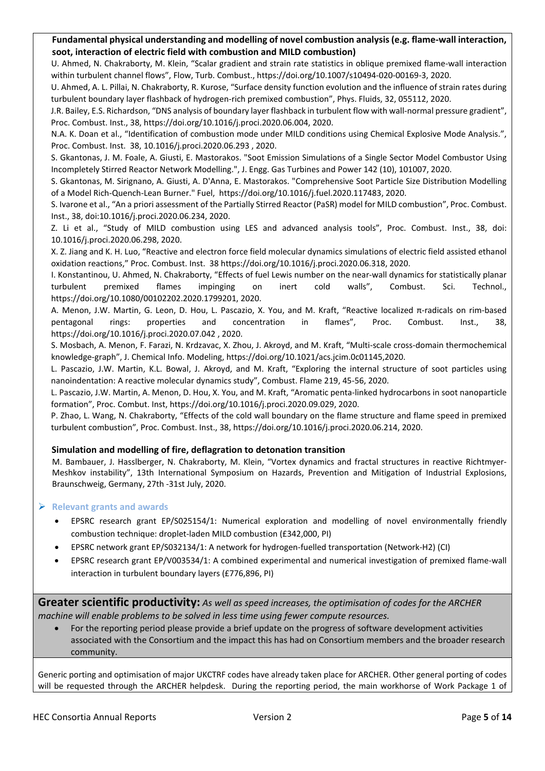**Fundamental physical understanding and modelling of novel combustion analysis (e.g. flame-wall interaction, soot, interaction of electric field with combustion and MILD combustion)**

U. Ahmed, N. Chakraborty, M. Klein, "Scalar gradient and strain rate statistics in oblique premixed flame-wall interaction within turbulent channel flows", Flow, Turb. Combust., https://doi.org/10.1007/s10494-020-00169-3, 2020.

U. Ahmed, A. L. Pillai, N. Chakraborty, R. Kurose, "Surface density function evolution and the influence of strain rates during turbulent boundary layer flashback of hydrogen-rich premixed combustion", Phys. Fluids, 32, 055112, 2020.

J.R. Bailey, E.S. Richardson, "DNS analysis of boundary layer flashback in turbulent flow with wall-normal pressure gradient", Proc. Combust. Inst., 38, https://doi.org/10.1016/j.proci.2020.06.004, 2020.

N.A. K. Doan et al., "Identification of combustion mode under MILD conditions using Chemical Explosive Mode Analysis.", Proc. Combust. Inst. 38, 10.1016/j.proci.2020.06.293 , 2020.

S. Gkantonas, J. M. Foale, A. Giusti, E. Mastorakos. "Soot Emission Simulations of a Single Sector Model Combustor Using Incompletely Stirred Reactor Network Modelling.", J. Engg. Gas Turbines and Power 142 (10), 101007, 2020.

S. Gkantonas, M. Sirignano, A. Giusti, A. D'Anna, E. Mastorakos. "Comprehensive Soot Particle Size Distribution Modelling of a Model Rich-Quench-Lean Burner." Fuel, https://doi.org/10.1016/j.fuel.2020.117483, 2020.

S. Ivarone et al., "An a priori assessment of the Partially Stirred Reactor (PaSR) model for MILD combustion", Proc. Combust. Inst., 38, doi:10.1016/j.proci.2020.06.234, 2020.

Z. Li et al., "Study of MILD combustion using LES and advanced analysis tools", Proc. Combust. Inst., 38, doi: 10.1016/j.proci.2020.06.298, 2020.

X. Z. Jiang and K. H. Luo, "Reactive and electron force field molecular dynamics simulations of electric field assisted ethanol oxidation reactions," Proc. Combust. Inst. 38 https://doi.org/10.1016/j.proci.2020.06.318, 2020.

I. Konstantinou, U. Ahmed, N. Chakraborty, "Effects of fuel Lewis number on the near-wall dynamics for statistically planar turbulent premixed flames impinging on inert cold walls", Combust. Sci. Technol., https://doi.org/10.1080/00102202.2020.1799201, 2020.

A. Menon, J.W. Martin, G. Leon, D. Hou, L. Pascazio, X. You, and M. Kraft, "Reactive localized π-radicals on rim-based pentagonal rings: properties and concentration in flames", Proc. Combust. Inst., 38, https://doi.org/10.1016/j.proci.2020.07.042 , 2020.

S. Mosbach, A. Menon, F. Farazi, N. Krdzavac, X. Zhou, J. Akroyd, and M. Kraft, "Multi-scale cross-domain thermochemical knowledge-graph", J. Chemical Info. Modeling, https://doi.org/10.1021/acs.jcim.0c01145,2020.

L. Pascazio, J.W. Martin, K.L. Bowal, J. Akroyd, and M. Kraft, "Exploring the internal structure of soot particles using nanoindentation: A reactive molecular dynamics study", Combust. Flame 219, 45-56, 2020.

L. Pascazio, J.W. Martin, A. Menon, D. Hou, X. You, and M. Kraft, "Aromatic penta-linked hydrocarbons in soot nanoparticle formation", Proc. Combut. Inst, https://doi.org/10.1016/j.proci.2020.09.029, 2020.

P. Zhao, L. Wang, N. Chakraborty, "Effects of the cold wall boundary on the flame structure and flame speed in premixed turbulent combustion", Proc. Combust. Inst., 38, https://doi.org/10.1016/j.proci.2020.06.214, 2020.

**Simulation and modelling of fire, deflagration to detonation transition**

M. Bambauer, J. Hasslberger, N. Chakraborty, M. Klein, "Vortex dynamics and fractal structures in reactive Richtmyer-Meshkov instability", 13th International Symposium on Hazards, Prevention and Mitigation of Industrial Explosions, Braunschweig, Germany, 27th -31st July, 2020.

- **Relevant grants and awards**
  - EPSRC research grant EP/S025154/1: Numerical exploration and modelling of novel environmentally friendly combustion technique: droplet-laden MILD combustion (£342,000, PI)
  - EPSRC network grant EP/S032134/1: A network for hydrogen-fuelled transportation (Network-H2) (CI)
  - EPSRC research grant EP/V003534/1: A combined experimental and numerical investigation of premixed flame-wall interaction in turbulent boundary layers (£776,896, PI)

**Greater scientific productivity:** *As well as speed increases, the optimisation of codes for the ARCHER machine will enable problems to be solved in less time using fewer compute resources.*

- For the reporting period please provide a brief update on the progress of software development activities associated with the Consortium and the impact this has had on Consortium members and the broader research community.

Generic porting and optimisation of major UKCTRF codes have already taken place for ARCHER. Other general porting of codes will be requested through the ARCHER helpdesk. During the reporting period, the main workhorse of Work Package 1 of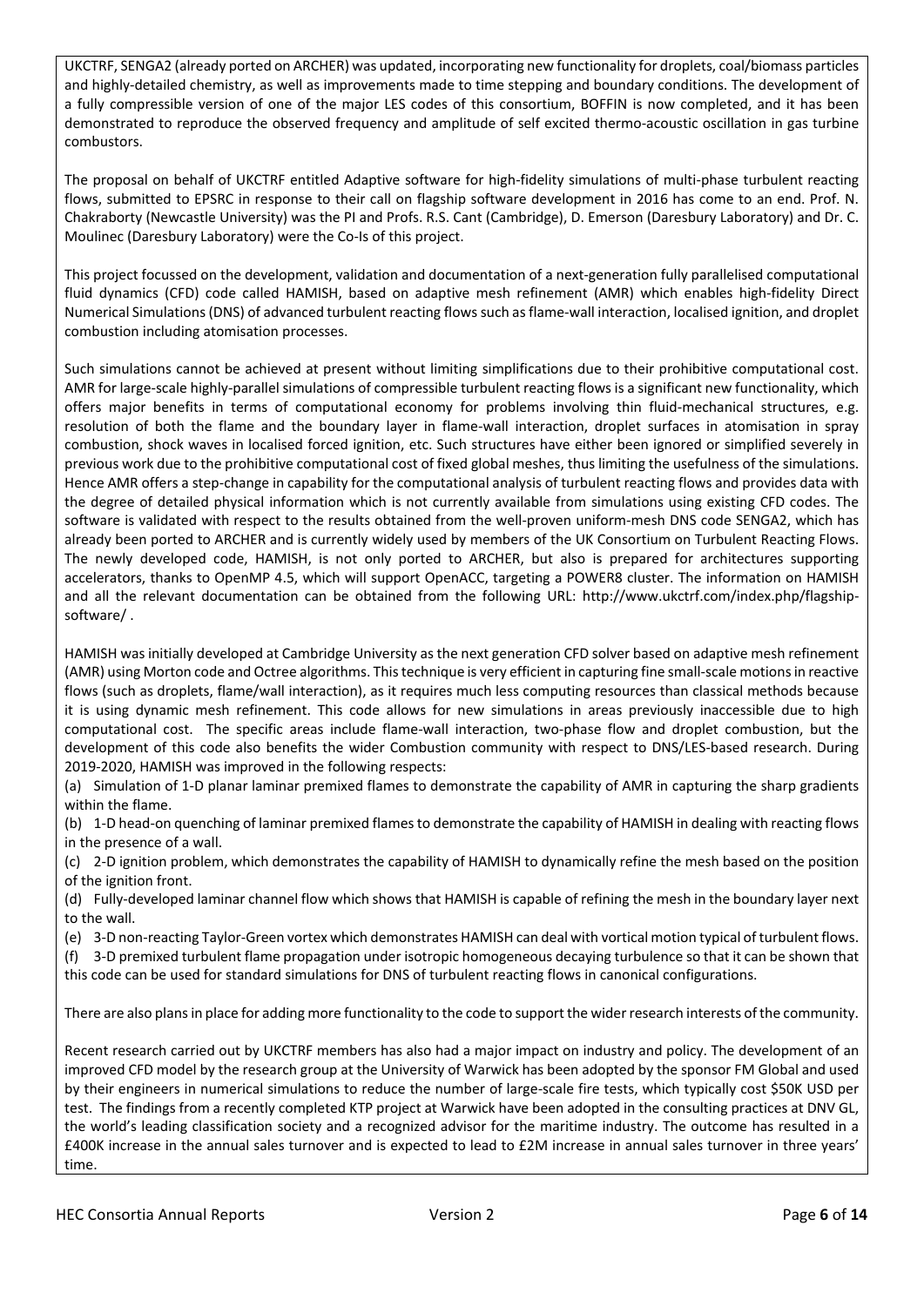UKCTRF, SENGA2 (already ported on ARCHER) was updated, incorporating new functionality for droplets, coal/biomass particles and highly-detailed chemistry, as well as improvements made to time stepping and boundary conditions. The development of a fully compressible version of one of the major LES codes of this consortium, BOFFIN is now completed, and it has been demonstrated to reproduce the observed frequency and amplitude of self excited thermo-acoustic oscillation in gas turbine combustors.

The proposal on behalf of UKCTRF entitled Adaptive software for high-fidelity simulations of multi-phase turbulent reacting flows, submitted to EPSRC in response to their call on flagship software development in 2016 has come to an end. Prof. N. Chakraborty (Newcastle University) was the PI and Profs. R.S. Cant (Cambridge), D. Emerson (Daresbury Laboratory) and Dr. C. Moulinec (Daresbury Laboratory) were the Co-Is of this project.

This project focussed on the development, validation and documentation of a next-generation fully parallelised computational fluid dynamics (CFD) code called HAMISH, based on adaptive mesh refinement (AMR) which enables high-fidelity Direct Numerical Simulations (DNS) of advanced turbulent reacting flows such as flame-wall interaction, localised ignition, and droplet combustion including atomisation processes.

Such simulations cannot be achieved at present without limiting simplifications due to their prohibitive computational cost. AMR for large-scale highly-parallel simulations of compressible turbulent reacting flows is a significant new functionality, which offers major benefits in terms of computational economy for problems involving thin fluid-mechanical structures, e.g. resolution of both the flame and the boundary layer in flame-wall interaction, droplet surfaces in atomisation in spray combustion, shock waves in localised forced ignition, etc. Such structures have either been ignored or simplified severely in previous work due to the prohibitive computational cost of fixed global meshes, thus limiting the usefulness of the simulations. Hence AMR offers a step-change in capability for the computational analysis of turbulent reacting flows and provides data with the degree of detailed physical information which is not currently available from simulations using existing CFD codes. The software is validated with respect to the results obtained from the well-proven uniform-mesh DNS code SENGA2, which has already been ported to ARCHER and is currently widely used by members of the UK Consortium on Turbulent Reacting Flows. The newly developed code, HAMISH, is not only ported to ARCHER, but also is prepared for architectures supporting accelerators, thanks to OpenMP 4.5, which will support OpenACC, targeting a POWER8 cluster. The information on HAMISH and all the relevant documentation can be obtained from the following URL: http://www.ukctrf.com/index.php/flagship-software/ .

HAMISH was initially developed at Cambridge University as the next generation CFD solver based on adaptive mesh refinement (AMR) using Morton code and Octree algorithms. This technique is very efficient in capturing fine small-scale motions in reactive flows (such as droplets, flame/wall interaction), as it requires much less computing resources than classical methods because it is using dynamic mesh refinement. This code allows for new simulations in areas previously inaccessible due to high computational cost. The specific areas include flame-wall interaction, two-phase flow and droplet combustion, but the development of this code also benefits the wider Combustion community with respect to DNS/LES-based research. During 2019-2020, HAMISH was improved in the following respects:

(a) Simulation of 1-D planar laminar premixed flames to demonstrate the capability of AMR in capturing the sharp gradients within the flame.
(b) 1-D head-on quenching of laminar premixed flames to demonstrate the capability of HAMISH in dealing with reacting flows in the presence of a wall.
(c) 2-D ignition problem, which demonstrates the capability of HAMISH to dynamically refine the mesh based on the position of the ignition front.
(d) Fully-developed laminar channel flow which shows that HAMISH is capable of refining the mesh in the boundary layer next to the wall.
(e) 3-D non-reacting Taylor-Green vortex which demonstrates HAMISH can deal with vortical motion typical of turbulent flows.
(f) 3-D premixed turbulent flame propagation under isotropic homogeneous decaying turbulence so that it can be shown that this code can be used for standard simulations for DNS of turbulent reacting flows in canonical configurations.

There are also plans in place for adding more functionality to the code to support the wider research interests of the community.

Recent research carried out by UKCTRF members has also had a major impact on industry and policy. The development of an improved CFD model by the research group at the University of Warwick has been adopted by the sponsor FM Global and used by their engineers in numerical simulations to reduce the number of large-scale fire tests, which typically cost $50K USD per test. The findings from a recently completed KTP project at Warwick have been adopted in the consulting practices at DNV GL, the world's leading classification society and a recognized advisor for the maritime industry. The outcome has resulted in a £400K increase in the annual sales turnover and is expected to lead to £2M increase in annual sales turnover in three years' time.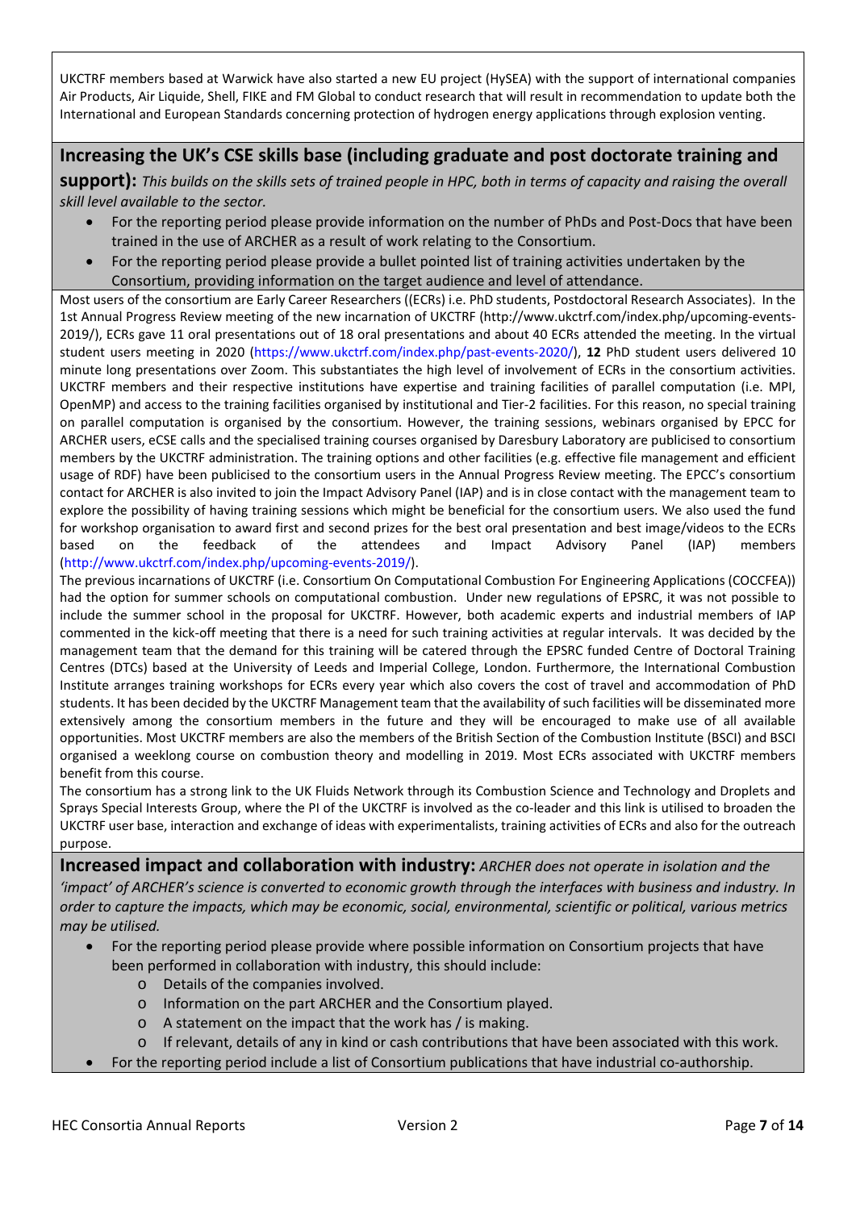UKCTRF members based at Warwick have also started a new EU project (HySEA) with the support of international companies Air Products, Air Liquide, Shell, FIKE and FM Global to conduct research that will result in recommendation to update both the International and European Standards concerning protection of hydrogen energy applications through explosion venting.

## Increasing the UK's CSE skills base (including graduate and post doctorate training and support):

*This builds on the skills sets of trained people in HPC, both in terms of capacity and raising the overall skill level available to the sector.*

- For the reporting period please provide information on the number of PhDs and Post-Docs that have been trained in the use of ARCHER as a result of work relating to the Consortium.
- For the reporting period please provide a bullet pointed list of training activities undertaken by the Consortium, providing information on the target audience and level of attendance.

Most users of the consortium are Early Career Researchers ((ECRs) i.e. PhD students, Postdoctoral Research Associates). In the 1st Annual Progress Review meeting of the new incarnation of UKCTRF (http://www.ukctrf.com/index.php/upcoming-events-2019/), ECRs gave 11 oral presentations out of 18 oral presentations and about 40 ECRs attended the meeting. In the virtual student users meeting in 2020 (https://www.ukctrf.com/index.php/past-events-2020/), **12** PhD student users delivered 10 minute long presentations over Zoom. This substantiates the high level of involvement of ECRs in the consortium activities. UKCTRF members and their respective institutions have expertise and training facilities of parallel computation (i.e. MPI, OpenMP) and access to the training facilities organised by institutional and Tier-2 facilities. For this reason, no special training on parallel computation is organised by the consortium. However, the training sessions, webinars organised by EPCC for ARCHER users, eCSE calls and the specialised training courses organised by Daresbury Laboratory are publicised to consortium members by the UKCTRF administration. The training options and other facilities (e.g. effective file management and efficient usage of RDF) have been publicised to the consortium users in the Annual Progress Review meeting. The EPCC's consortium contact for ARCHER is also invited to join the Impact Advisory Panel (IAP) and is in close contact with the management team to explore the possibility of having training sessions which might be beneficial for the consortium users. We also used the fund for workshop organisation to award first and second prizes for the best oral presentation and best image/videos to the ECRs based on the feedback of the attendees and Impact Advisory Panel (IAP) members (http://www.ukctrf.com/index.php/upcoming-events-2019/).

The previous incarnations of UKCTRF (i.e. Consortium On Computational Combustion For Engineering Applications (COCCFEA)) had the option for summer schools on computational combustion. Under new regulations of EPSRC, it was not possible to include the summer school in the proposal for UKCTRF. However, both academic experts and industrial members of IAP commented in the kick-off meeting that there is a need for such training activities at regular intervals. It was decided by the management team that the demand for this training will be catered through the EPSRC funded Centre of Doctoral Training Centres (DTCs) based at the University of Leeds and Imperial College, London. Furthermore, the International Combustion Institute arranges training workshops for ECRs every year which also covers the cost of travel and accommodation of PhD students. It has been decided by the UKCTRF Management team that the availability of such facilities will be disseminated more extensively among the consortium members in the future and they will be encouraged to make use of all available opportunities. Most UKCTRF members are also the members of the British Section of the Combustion Institute (BSCI) and BSCI organised a weeklong course on combustion theory and modelling in 2019. Most ECRs associated with UKCTRF members benefit from this course.

The consortium has a strong link to the UK Fluids Network through its Combustion Science and Technology and Droplets and Sprays Special Interests Group, where the PI of the UKCTRF is involved as the co-leader and this link is utilised to broaden the UKCTRF user base, interaction and exchange of ideas with experimentalists, training activities of ECRs and also for the outreach purpose.

## Increased impact and collaboration with industry:

*ARCHER does not operate in isolation and the 'impact' of ARCHER's science is converted to economic growth through the interfaces with business and industry. In order to capture the impacts, which may be economic, social, environmental, scientific or political, various metrics may be utilised.*

- For the reporting period please provide where possible information on Consortium projects that have been performed in collaboration with industry, this should include:
  - Details of the companies involved.
  - Information on the part ARCHER and the Consortium played.
  - A statement on the impact that the work has / is making.
  - If relevant, details of any in kind or cash contributions that have been associated with this work.
- For the reporting period include a list of Consortium publications that have industrial co-authorship.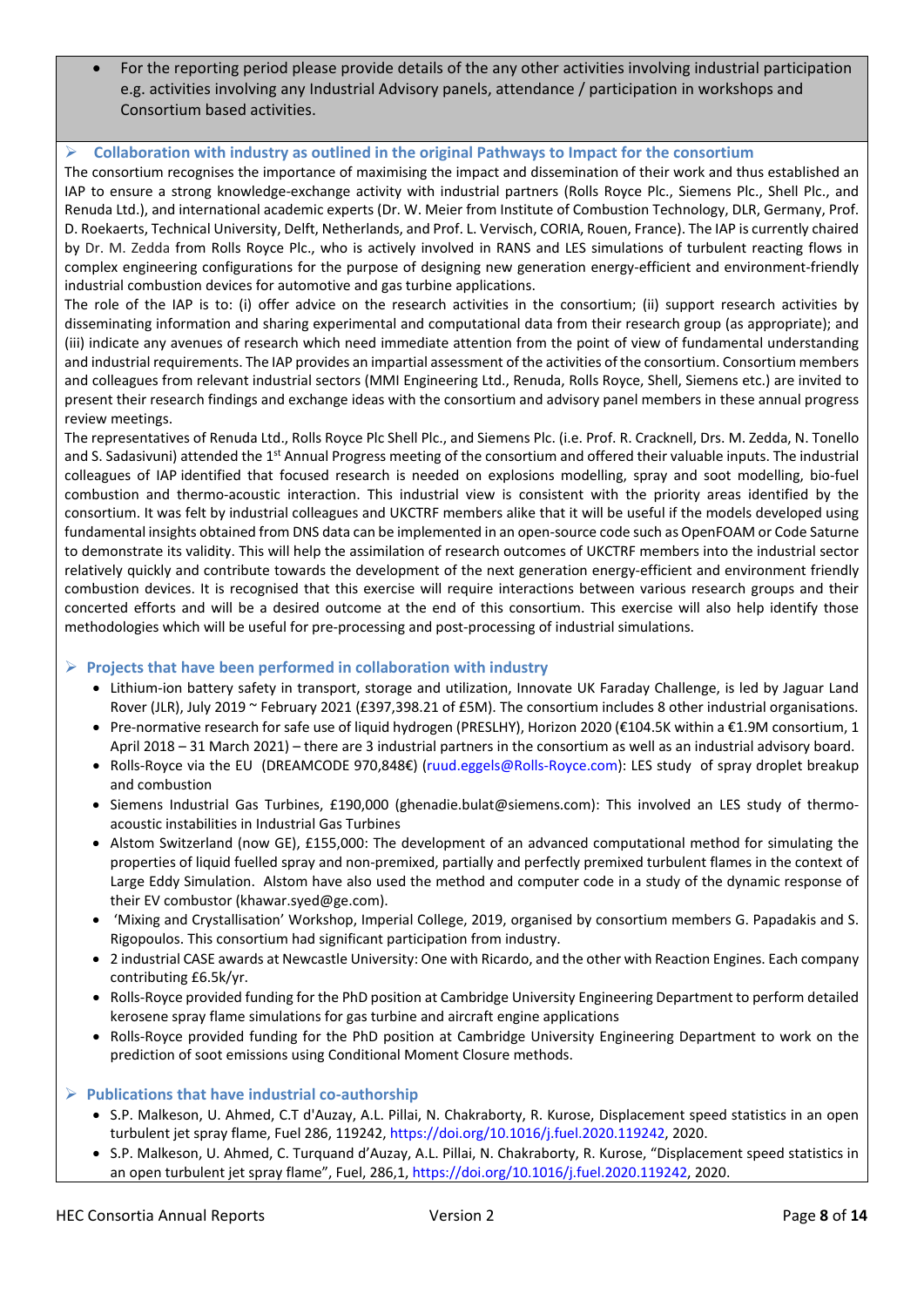- For the reporting period please provide details of the any other activities involving industrial participation e.g. activities involving any Industrial Advisory panels, attendance / participation in workshops and Consortium based activities.

## ➢ Collaboration with industry as outlined in the original Pathways to Impact for the consortium

The consortium recognises the importance of maximising the impact and dissemination of their work and thus established an IAP to ensure a strong knowledge-exchange activity with industrial partners (Rolls Royce Plc., Siemens Plc., Shell Plc., and Renuda Ltd.), and international academic experts (Dr. W. Meier from Institute of Combustion Technology, DLR, Germany, Prof. D. Roekaerts, Technical University, Delft, Netherlands, and Prof. L. Vervisch, CORIA, Rouen, France). The IAP is currently chaired by Dr. M. Zedda from Rolls Royce Plc., who is actively involved in RANS and LES simulations of turbulent reacting flows in complex engineering configurations for the purpose of designing new generation energy-efficient and environment-friendly industrial combustion devices for automotive and gas turbine applications.

The role of the IAP is to: (i) offer advice on the research activities in the consortium; (ii) support research activities by disseminating information and sharing experimental and computational data from their research group (as appropriate); and (iii) indicate any avenues of research which need immediate attention from the point of view of fundamental understanding and industrial requirements. The IAP provides an impartial assessment of the activities of the consortium. Consortium members and colleagues from relevant industrial sectors (MMI Engineering Ltd., Renuda, Rolls Royce, Shell, Siemens etc.) are invited to present their research findings and exchange ideas with the consortium and advisory panel members in these annual progress review meetings.

The representatives of Renuda Ltd., Rolls Royce Plc Shell Plc., and Siemens Plc. (i.e. Prof. R. Cracknell, Drs. M. Zedda, N. Tonello and S. Sadasivuni) attended the 1st Annual Progress meeting of the consortium and offered their valuable inputs. The industrial colleagues of IAP identified that focused research is needed on explosions modelling, spray and soot modelling, bio-fuel combustion and thermo-acoustic interaction. This industrial view is consistent with the priority areas identified by the consortium. It was felt by industrial colleagues and UKCTRF members alike that it will be useful if the models developed using fundamental insights obtained from DNS data can be implemented in an open-source code such as OpenFOAM or Code Saturne to demonstrate its validity. This will help the assimilation of research outcomes of UKCTRF members into the industrial sector relatively quickly and contribute towards the development of the next generation energy-efficient and environment friendly combustion devices. It is recognised that this exercise will require interactions between various research groups and their concerted efforts and will be a desired outcome at the end of this consortium. This exercise will also help identify those methodologies which will be useful for pre-processing and post-processing of industrial simulations.

## ➢ Projects that have been performed in collaboration with industry

- Lithium-ion battery safety in transport, storage and utilization, Innovate UK Faraday Challenge, is led by Jaguar Land Rover (JLR), July 2019 ~ February 2021 (£397,398.21 of £5M). The consortium includes 8 other industrial organisations.
- Pre-normative research for safe use of liquid hydrogen (PRESLHY), Horizon 2020 (€104.5K within a €1.9M consortium, 1 April 2018 – 31 March 2021) – there are 3 industrial partners in the consortium as well as an industrial advisory board.
- Rolls-Royce via the EU (DREAMCODE 970,848€) (ruud.eggels@Rolls-Royce.com): LES study of spray droplet breakup and combustion
- Siemens Industrial Gas Turbines, £190,000 (ghenadie.bulat@siemens.com): This involved an LES study of thermo-acoustic instabilities in Industrial Gas Turbines
- Alstom Switzerland (now GE), £155,000: The development of an advanced computational method for simulating the properties of liquid fuelled spray and non-premixed, partially and perfectly premixed turbulent flames in the context of Large Eddy Simulation. Alstom have also used the method and computer code in a study of the dynamic response of their EV combustor (khawar.syed@ge.com).
- 'Mixing and Crystallisation' Workshop, Imperial College, 2019, organised by consortium members G. Papadakis and S. Rigopoulos. This consortium had significant participation from industry.
- 2 industrial CASE awards at Newcastle University: One with Ricardo, and the other with Reaction Engines. Each company contributing £6.5k/yr.
- Rolls-Royce provided funding for the PhD position at Cambridge University Engineering Department to perform detailed kerosene spray flame simulations for gas turbine and aircraft engine applications
- Rolls-Royce provided funding for the PhD position at Cambridge University Engineering Department to work on the prediction of soot emissions using Conditional Moment Closure methods.

## ➢ Publications that have industrial co-authorship

- S.P. Malkeson, U. Ahmed, C.T d'Auzay, A.L. Pillai, N. Chakraborty, R. Kurose, Displacement speed statistics in an open turbulent jet spray flame, Fuel 286, 119242, https://doi.org/10.1016/j.fuel.2020.119242, 2020.
- S.P. Malkeson, U. Ahmed, C. Turquand d'Auzay, A.L. Pillai, N. Chakraborty, R. Kurose, "Displacement speed statistics in an open turbulent jet spray flame", Fuel, 286,1, https://doi.org/10.1016/j.fuel.2020.119242, 2020.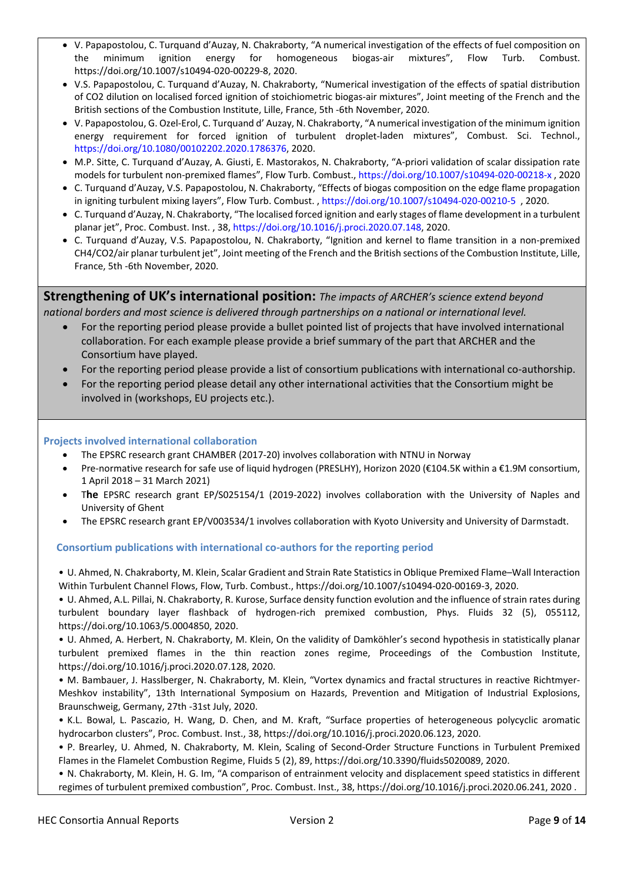- V. Papapostolou, C. Turquand d'Auzay, N. Chakraborty, "A numerical investigation of the effects of fuel composition on the minimum ignition energy for homogeneous biogas-air mixtures", Flow Turb. Combust. https://doi.org/10.1007/s10494-020-00229-8, 2020.
- V.S. Papapostolou, C. Turquand d'Auzay, N. Chakraborty, "Numerical investigation of the effects of spatial distribution of CO2 dilution on localised forced ignition of stoichiometric biogas-air mixtures", Joint meeting of the French and the British sections of the Combustion Institute, Lille, France, 5th -6th November, 2020.
- V. Papapostolou, G. Ozel-Erol, C. Turquand d' Auzay, N. Chakraborty, "A numerical investigation of the minimum ignition energy requirement for forced ignition of turbulent droplet-laden mixtures", Combust. Sci. Technol., https://doi.org/10.1080/00102202.2020.1786376, 2020.
- M.P. Sitte, C. Turquand d'Auzay, A. Giusti, E. Mastorakos, N. Chakraborty, "A-priori validation of scalar dissipation rate models for turbulent non-premixed flames", Flow Turb. Combust., https://doi.org/10.1007/s10494-020-00218-x , 2020
- C. Turquand d'Auzay, V.S. Papapostolou, N. Chakraborty, "Effects of biogas composition on the edge flame propagation in igniting turbulent mixing layers", Flow Turb. Combust. , https://doi.org/10.1007/s10494-020-00210-5 , 2020.
- C. Turquand d'Auzay, N. Chakraborty, "The localised forced ignition and early stages of flame development in a turbulent planar jet", Proc. Combust. Inst. , 38, https://doi.org/10.1016/j.proci.2020.07.148, 2020.
- C. Turquand d'Auzay, V.S. Papapostolou, N. Chakraborty, "Ignition and kernel to flame transition in a non-premixed CH4/CO2/air planar turbulent jet", Joint meeting of the French and the British sections of the Combustion Institute, Lille, France, 5th -6th November, 2020.

## Strengthening of UK's international position: *The impacts of ARCHER's science extend beyond national borders and most science is delivered through partnerships on a national or international level.*

- For the reporting period please provide a bullet pointed list of projects that have involved international collaboration. For each example please provide a brief summary of the part that ARCHER and the Consortium have played.
- For the reporting period please provide a list of consortium publications with international co-authorship.
- For the reporting period please detail any other international activities that the Consortium might be involved in (workshops, EU projects etc.).

### Projects involved international collaboration

- The EPSRC research grant CHAMBER (2017-20) involves collaboration with NTNU in Norway
- Pre-normative research for safe use of liquid hydrogen (PRESLHY), Horizon 2020 (€104.5K within a €1.9M consortium, 1 April 2018 – 31 March 2021)
- T**he** EPSRC research grant EP/S025154/1 (2019-2022) involves collaboration with the University of Naples and University of Ghent
- The EPSRC research grant EP/V003534/1 involves collaboration with Kyoto University and University of Darmstadt.

### Consortium publications with international co-authors for the reporting period

• U. Ahmed, N. Chakraborty, M. Klein, Scalar Gradient and Strain Rate Statistics in Oblique Premixed Flame–Wall Interaction Within Turbulent Channel Flows, Flow, Turb. Combust., https://doi.org/10.1007/s10494-020-00169-3, 2020.

• U. Ahmed, A.L. Pillai, N. Chakraborty, R. Kurose, Surface density function evolution and the influence of strain rates during turbulent boundary layer flashback of hydrogen-rich premixed combustion, Phys. Fluids 32 (5), 055112, https://doi.org/10.1063/5.0004850, 2020.

• U. Ahmed, A. Herbert, N. Chakraborty, M. Klein, On the validity of Damköhler's second hypothesis in statistically planar turbulent premixed flames in the thin reaction zones regime, Proceedings of the Combustion Institute, https://doi.org/10.1016/j.proci.2020.07.128, 2020.

• M. Bambauer, J. Hasslberger, N. Chakraborty, M. Klein, "Vortex dynamics and fractal structures in reactive Richtmyer-Meshkov instability", 13th International Symposium on Hazards, Prevention and Mitigation of Industrial Explosions, Braunschweig, Germany, 27th -31st July, 2020.

• K.L. Bowal, L. Pascazio, H. Wang, D. Chen, and M. Kraft, "Surface properties of heterogeneous polycyclic aromatic hydrocarbon clusters", Proc. Combust. Inst., 38, https://doi.org/10.1016/j.proci.2020.06.123, 2020.

• P. Brearley, U. Ahmed, N. Chakraborty, M. Klein, Scaling of Second-Order Structure Functions in Turbulent Premixed Flames in the Flamelet Combustion Regime, Fluids 5 (2), 89, https://doi.org/10.3390/fluids5020089, 2020.

• N. Chakraborty, M. Klein, H. G. Im, "A comparison of entrainment velocity and displacement speed statistics in different regimes of turbulent premixed combustion", Proc. Combust. Inst., 38, https://doi.org/10.1016/j.proci.2020.06.241, 2020 .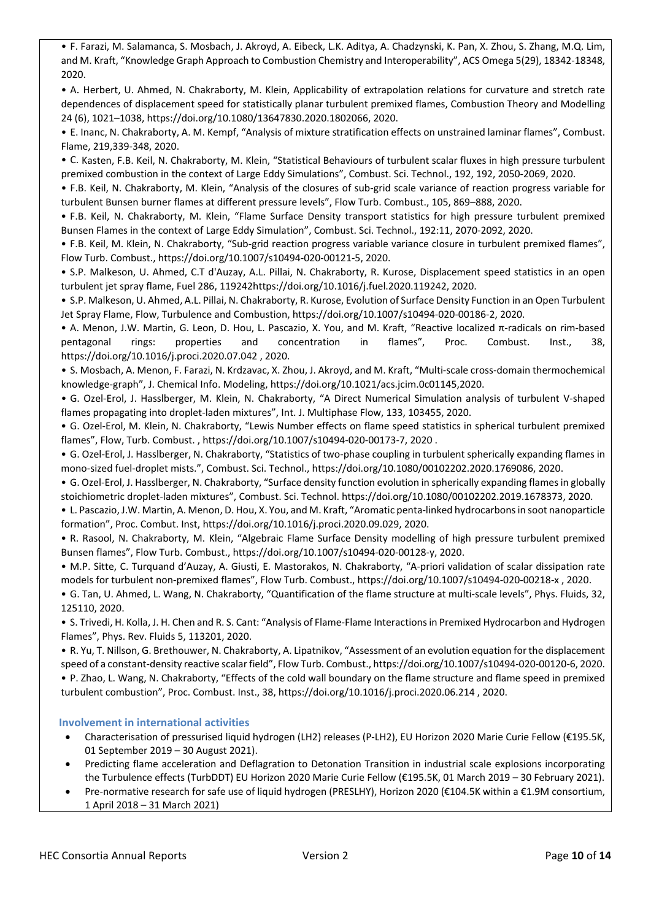- F. Farazi, M. Salamanca, S. Mosbach, J. Akroyd, A. Eibeck, L.K. Aditya, A. Chadzynski, K. Pan, X. Zhou, S. Zhang, M.Q. Lim, and M. Kraft, "Knowledge Graph Approach to Combustion Chemistry and Interoperability", ACS Omega 5(29), 18342-18348, 2020.
- A. Herbert, U. Ahmed, N. Chakraborty, M. Klein, Applicability of extrapolation relations for curvature and stretch rate dependences of displacement speed for statistically planar turbulent premixed flames, Combustion Theory and Modelling 24 (6), 1021–1038, https://doi.org/10.1080/13647830.2020.1802066, 2020.
- E. Inanc, N. Chakraborty, A. M. Kempf, "Analysis of mixture stratification effects on unstrained laminar flames", Combust. Flame, 219,339-348, 2020.
- C. Kasten, F.B. Keil, N. Chakraborty, M. Klein, "Statistical Behaviours of turbulent scalar fluxes in high pressure turbulent premixed combustion in the context of Large Eddy Simulations", Combust. Sci. Technol., 192, 192, 2050-2069, 2020.
- F.B. Keil, N. Chakraborty, M. Klein, "Analysis of the closures of sub-grid scale variance of reaction progress variable for turbulent Bunsen burner flames at different pressure levels", Flow Turb. Combust., 105, 869–888, 2020.
- F.B. Keil, N. Chakraborty, M. Klein, "Flame Surface Density transport statistics for high pressure turbulent premixed Bunsen Flames in the context of Large Eddy Simulation", Combust. Sci. Technol., 192:11, 2070-2092, 2020.
- F.B. Keil, M. Klein, N. Chakraborty, "Sub-grid reaction progress variable variance closure in turbulent premixed flames", Flow Turb. Combust., https://doi.org/10.1007/s10494-020-00121-5, 2020.
- S.P. Malkeson, U. Ahmed, C.T d'Auzay, A.L. Pillai, N. Chakraborty, R. Kurose, Displacement speed statistics in an open turbulent jet spray flame, Fuel 286, 119242https://doi.org/10.1016/j.fuel.2020.119242, 2020.
- S.P. Malkeson, U. Ahmed, A.L. Pillai, N. Chakraborty, R. Kurose, Evolution of Surface Density Function in an Open Turbulent Jet Spray Flame, Flow, Turbulence and Combustion, https://doi.org/10.1007/s10494-020-00186-2, 2020.
- A. Menon, J.W. Martin, G. Leon, D. Hou, L. Pascazio, X. You, and M. Kraft, "Reactive localized π-radicals on rim-based pentagonal rings: properties and concentration in flames", Proc. Combust. Inst., 38, https://doi.org/10.1016/j.proci.2020.07.042 , 2020.
- S. Mosbach, A. Menon, F. Farazi, N. Krdzavac, X. Zhou, J. Akroyd, and M. Kraft, "Multi-scale cross-domain thermochemical knowledge-graph", J. Chemical Info. Modeling, https://doi.org/10.1021/acs.jcim.0c01145,2020.
- G. Ozel-Erol, J. Hasslberger, M. Klein, N. Chakraborty, "A Direct Numerical Simulation analysis of turbulent V-shaped flames propagating into droplet-laden mixtures", Int. J. Multiphase Flow, 133, 103455, 2020.
- G. Ozel-Erol, M. Klein, N. Chakraborty, "Lewis Number effects on flame speed statistics in spherical turbulent premixed flames", Flow, Turb. Combust. , https://doi.org/10.1007/s10494-020-00173-7, 2020 .
- G. Ozel-Erol, J. Hasslberger, N. Chakraborty, "Statistics of two-phase coupling in turbulent spherically expanding flames in mono-sized fuel-droplet mists.", Combust. Sci. Technol., https://doi.org/10.1080/00102202.2020.1769086, 2020.
- G. Ozel-Erol, J. Hasslberger, N. Chakraborty, "Surface density function evolution in spherically expanding flames in globally stoichiometric droplet-laden mixtures", Combust. Sci. Technol. https://doi.org/10.1080/00102202.2019.1678373, 2020.
- L. Pascazio, J.W. Martin, A. Menon, D. Hou, X. You, and M. Kraft, "Aromatic penta-linked hydrocarbons in soot nanoparticle formation", Proc. Combut. Inst, https://doi.org/10.1016/j.proci.2020.09.029, 2020.
- R. Rasool, N. Chakraborty, M. Klein, "Algebraic Flame Surface Density modelling of high pressure turbulent premixed Bunsen flames", Flow Turb. Combust., https://doi.org/10.1007/s10494-020-00128-y, 2020.
- M.P. Sitte, C. Turquand d'Auzay, A. Giusti, E. Mastorakos, N. Chakraborty, "A-priori validation of scalar dissipation rate models for turbulent non-premixed flames", Flow Turb. Combust., https://doi.org/10.1007/s10494-020-00218-x , 2020.
- G. Tan, U. Ahmed, L. Wang, N. Chakraborty, "Quantification of the flame structure at multi-scale levels", Phys. Fluids, 32, 125110, 2020.
- S. Trivedi, H. Kolla, J. H. Chen and R. S. Cant: "Analysis of Flame-Flame Interactions in Premixed Hydrocarbon and Hydrogen Flames", Phys. Rev. Fluids 5, 113201, 2020.
- R. Yu, T. Nillson, G. Brethouwer, N. Chakraborty, A. Lipatnikov, "Assessment of an evolution equation for the displacement speed of a constant-density reactive scalar field", Flow Turb. Combust., https://doi.org/10.1007/s10494-020-00120-6, 2020.
- P. Zhao, L. Wang, N. Chakraborty, "Effects of the cold wall boundary on the flame structure and flame speed in premixed turbulent combustion", Proc. Combust. Inst., 38, https://doi.org/10.1016/j.proci.2020.06.214 , 2020.

### Involvement in international activities

- Characterisation of pressurised liquid hydrogen (LH2) releases (P-LH2), EU Horizon 2020 Marie Curie Fellow (€195.5K, 01 September 2019 – 30 August 2021).
- Predicting flame acceleration and Deflagration to Detonation Transition in industrial scale explosions incorporating the Turbulence effects (TurbDDT) EU Horizon 2020 Marie Curie Fellow (€195.5K, 01 March 2019 – 30 February 2021).
- Pre-normative research for safe use of liquid hydrogen (PRESLHY), Horizon 2020 (€104.5K within a €1.9M consortium, 1 April 2018 – 31 March 2021)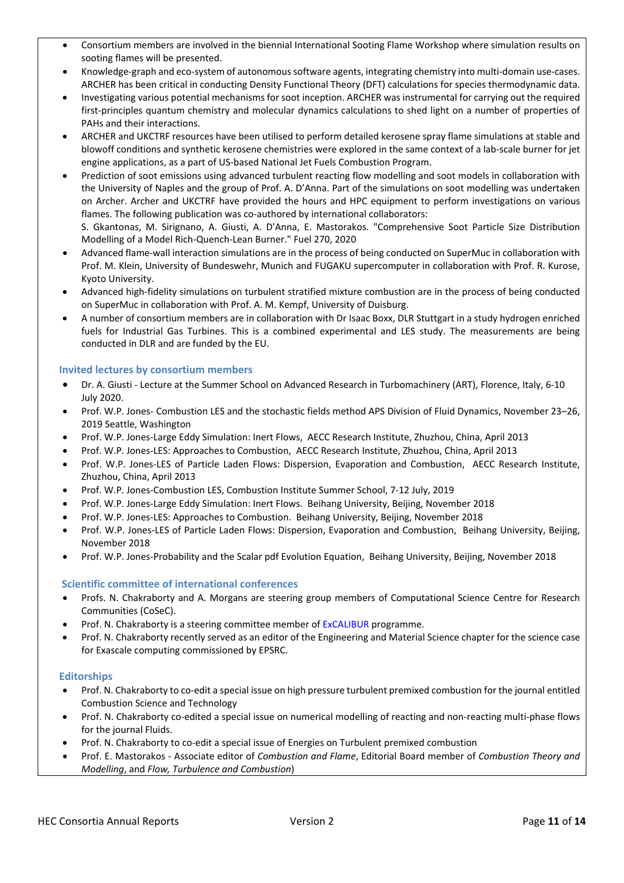- Consortium members are involved in the biennial International Sooting Flame Workshop where simulation results on sooting flames will be presented.
- Knowledge-graph and eco-system of autonomous software agents, integrating chemistry into multi-domain use-cases. ARCHER has been critical in conducting Density Functional Theory (DFT) calculations for species thermodynamic data.
- Investigating various potential mechanisms for soot inception. ARCHER was instrumental for carrying out the required first-principles quantum chemistry and molecular dynamics calculations to shed light on a number of properties of PAHs and their interactions.
- ARCHER and UKCTRF resources have been utilised to perform detailed kerosene spray flame simulations at stable and blowoff conditions and synthetic kerosene chemistries were explored in the same context of a lab-scale burner for jet engine applications, as a part of US-based National Jet Fuels Combustion Program.
- Prediction of soot emissions using advanced turbulent reacting flow modelling and soot models in collaboration with the University of Naples and the group of Prof. A. D'Anna. Part of the simulations on soot modelling was undertaken on Archer. Archer and UKCTRF have provided the hours and HPC equipment to perform investigations on various flames. The following publication was co-authored by international collaborators:
  S. Gkantonas, M. Sirignano, A. Giusti, A. D'Anna, E. Mastorakos. "Comprehensive Soot Particle Size Distribution Modelling of a Model Rich-Quench-Lean Burner." Fuel 270, 2020
- Advanced flame-wall interaction simulations are in the process of being conducted on SuperMuc in collaboration with Prof. M. Klein, University of Bundeswehr, Munich and FUGAKU supercomputer in collaboration with Prof. R. Kurose, Kyoto University.
- Advanced high-fidelity simulations on turbulent stratified mixture combustion are in the process of being conducted on SuperMuc in collaboration with Prof. A. M. Kempf, University of Duisburg.
- A number of consortium members are in collaboration with Dr Isaac Boxx, DLR Stuttgart in a study hydrogen enriched fuels for Industrial Gas Turbines. This is a combined experimental and LES study. The measurements are being conducted in DLR and are funded by the EU.

### Invited lectures by consortium members

- Dr. A. Giusti - Lecture at the Summer School on Advanced Research in Turbomachinery (ART), Florence, Italy, 6-10 July 2020.
- Prof. W.P. Jones- Combustion LES and the stochastic fields method APS Division of Fluid Dynamics, November 23–26, 2019 Seattle, Washington
- Prof. W.P. Jones-Large Eddy Simulation: Inert Flows, AECC Research Institute, Zhuzhou, China, April 2013
- Prof. W.P. Jones-LES: Approaches to Combustion, AECC Research Institute, Zhuzhou, China, April 2013
- Prof. W.P. Jones-LES of Particle Laden Flows: Dispersion, Evaporation and Combustion, AECC Research Institute, Zhuzhou, China, April 2013
- Prof. W.P. Jones-Combustion LES, Combustion Institute Summer School, 7-12 July, 2019
- Prof. W.P. Jones-Large Eddy Simulation: Inert Flows. Beihang University, Beijing, November 2018
- Prof. W.P. Jones-LES: Approaches to Combustion. Beihang University, Beijing, November 2018
- Prof. W.P. Jones-LES of Particle Laden Flows: Dispersion, Evaporation and Combustion, Beihang University, Beijing, November 2018
- Prof. W.P. Jones-Probability and the Scalar pdf Evolution Equation, Beihang University, Beijing, November 2018

### Scientific committee of international conferences

- Profs. N. Chakraborty and A. Morgans are steering group members of Computational Science Centre for Research Communities (CoSeC).
- Prof. N. Chakraborty is a steering committee member of ExCALIBUR programme.
- Prof. N. Chakraborty recently served as an editor of the Engineering and Material Science chapter for the science case for Exascale computing commissioned by EPSRC.

### Editorships

- Prof. N. Chakraborty to co-edit a special issue on high pressure turbulent premixed combustion for the journal entitled Combustion Science and Technology
- Prof. N. Chakraborty co-edited a special issue on numerical modelling of reacting and non-reacting multi-phase flows for the journal Fluids.
- Prof. N. Chakraborty to co-edit a special issue of Energies on Turbulent premixed combustion
- Prof. E. Mastorakos - Associate editor of *Combustion and Flame*, Editorial Board member of *Combustion Theory and Modelling*, and *Flow, Turbulence and Combustion*)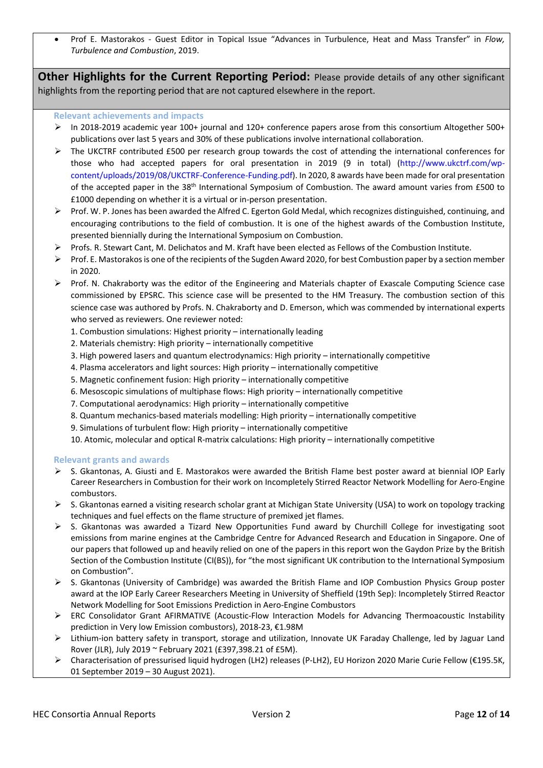- Prof E. Mastorakos - Guest Editor in Topical Issue "Advances in Turbulence, Heat and Mass Transfer" in *Flow, Turbulence and Combustion*, 2019.

**Other Highlights for the Current Reporting Period:** Please provide details of any other significant highlights from the reporting period that are not captured elsewhere in the report.

### Relevant achievements and impacts

- In 2018-2019 academic year 100+ journal and 120+ conference papers arose from this consortium Altogether 500+ publications over last 5 years and 30% of these publications involve international collaboration.
- The UKCTRF contributed £500 per research group towards the cost of attending the international conferences for those who had accepted papers for oral presentation in 2019 (9 in total) (http://www.ukctrf.com/wp-content/uploads/2019/08/UKCTRF-Conference-Funding.pdf). In 2020, 8 awards have been made for oral presentation of the accepted paper in the 38th International Symposium of Combustion. The award amount varies from £500 to £1000 depending on whether it is a virtual or in-person presentation.
- Prof. W. P. Jones has been awarded the Alfred C. Egerton Gold Medal, which recognizes distinguished, continuing, and encouraging contributions to the field of combustion. It is one of the highest awards of the Combustion Institute, presented biennially during the International Symposium on Combustion.
- Profs. R. Stewart Cant, M. Delichatos and M. Kraft have been elected as Fellows of the Combustion Institute.
- Prof. E. Mastorakos is one of the recipients of the Sugden Award 2020, for best Combustion paper by a section member in 2020.
- Prof. N. Chakraborty was the editor of the Engineering and Materials chapter of Exascale Computing Science case commissioned by EPSRC. This science case will be presented to the HM Treasury. The combustion section of this science case was authored by Profs. N. Chakraborty and D. Emerson, which was commended by international experts who served as reviewers. One reviewer noted:
  1. Combustion simulations: Highest priority – internationally leading
  2. Materials chemistry: High priority – internationally competitive
  3. High powered lasers and quantum electrodynamics: High priority – internationally competitive
  4. Plasma accelerators and light sources: High priority – internationally competitive
  5. Magnetic confinement fusion: High priority – internationally competitive
  6. Mesoscopic simulations of multiphase flows: High priority – internationally competitive
  7. Computational aerodynamics: High priority – internationally competitive
  8. Quantum mechanics-based materials modelling: High priority – internationally competitive
  9. Simulations of turbulent flow: High priority – internationally competitive
  10. Atomic, molecular and optical R-matrix calculations: High priority – internationally competitive

### Relevant grants and awards

- S. Gkantonas, A. Giusti and E. Mastorakos were awarded the British Flame best poster award at biennial IOP Early Career Researchers in Combustion for their work on Incompletely Stirred Reactor Network Modelling for Aero-Engine combustors.
- S. Gkantonas earned a visiting research scholar grant at Michigan State University (USA) to work on topology tracking techniques and fuel effects on the flame structure of premixed jet flames.
- S. Gkantonas was awarded a Tizard New Opportunities Fund award by Churchill College for investigating soot emissions from marine engines at the Cambridge Centre for Advanced Research and Education in Singapore. One of our papers that followed up and heavily relied on one of the papers in this report won the Gaydon Prize by the British Section of the Combustion Institute (CI(BS)), for "the most significant UK contribution to the International Symposium on Combustion".
- S. Gkantonas (University of Cambridge) was awarded the British Flame and IOP Combustion Physics Group poster award at the IOP Early Career Researchers Meeting in University of Sheffield (19th Sep): Incompletely Stirred Reactor Network Modelling for Soot Emissions Prediction in Aero-Engine Combustors
- ERC Consolidator Grant AFIRMATIVE (Acoustic-Flow Interaction Models for Advancing Thermoacoustic Instability prediction in Very low Emission combustors), 2018-23, €1.98M
- Lithium-ion battery safety in transport, storage and utilization, Innovate UK Faraday Challenge, led by Jaguar Land Rover (JLR), July 2019 ~ February 2021 (£397,398.21 of £5M).
- Characterisation of pressurised liquid hydrogen (LH2) releases (P-LH2), EU Horizon 2020 Marie Curie Fellow (€195.5K, 01 September 2019 – 30 August 2021).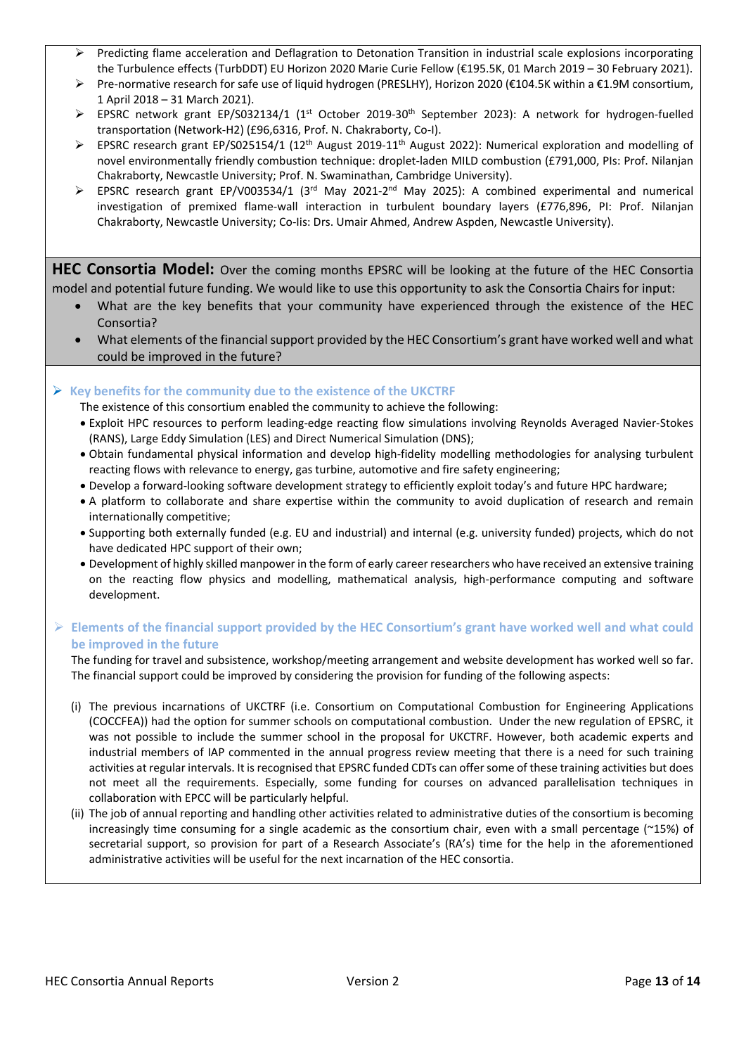- Predicting flame acceleration and Deflagration to Detonation Transition in industrial scale explosions incorporating the Turbulence effects (TurbDDT) EU Horizon 2020 Marie Curie Fellow (€195.5K, 01 March 2019 – 30 February 2021).
- Pre-normative research for safe use of liquid hydrogen (PRESLHY), Horizon 2020 (€104.5K within a €1.9M consortium, 1 April 2018 – 31 March 2021).
- EPSRC network grant EP/S032134/1 (1st October 2019-30th September 2023): A network for hydrogen-fuelled transportation (Network-H2) (£96,6316, Prof. N. Chakraborty, Co-I).
- EPSRC research grant EP/S025154/1 (12th August 2019-11th August 2022): Numerical exploration and modelling of novel environmentally friendly combustion technique: droplet-laden MILD combustion (£791,000, PIs: Prof. Nilanjan Chakraborty, Newcastle University; Prof. N. Swaminathan, Cambridge University).
- EPSRC research grant EP/V003534/1 (3rd May 2021-2nd May 2025): A combined experimental and numerical investigation of premixed flame-wall interaction in turbulent boundary layers (£776,896, PI: Prof. Nilanjan Chakraborty, Newcastle University; Co-Iis: Drs. Umair Ahmed, Andrew Aspden, Newcastle University).

**HEC Consortia Model:** Over the coming months EPSRC will be looking at the future of the HEC Consortia model and potential future funding. We would like to use this opportunity to ask the Consortia Chairs for input:

- What are the key benefits that your community have experienced through the existence of the HEC Consortia?
- What elements of the financial support provided by the HEC Consortium's grant have worked well and what could be improved in the future?

- **Key benefits for the community due to the existence of the UKCTRF**

  The existence of this consortium enabled the community to achieve the following:

  - Exploit HPC resources to perform leading-edge reacting flow simulations involving Reynolds Averaged Navier-Stokes (RANS), Large Eddy Simulation (LES) and Direct Numerical Simulation (DNS);
  - Obtain fundamental physical information and develop high-fidelity modelling methodologies for analysing turbulent reacting flows with relevance to energy, gas turbine, automotive and fire safety engineering;
  - Develop a forward-looking software development strategy to efficiently exploit today's and future HPC hardware;
  - A platform to collaborate and share expertise within the community to avoid duplication of research and remain internationally competitive;
  - Supporting both externally funded (e.g. EU and industrial) and internal (e.g. university funded) projects, which do not have dedicated HPC support of their own;
  - Development of highly skilled manpower in the form of early career researchers who have received an extensive training on the reacting flow physics and modelling, mathematical analysis, high-performance computing and software development.

- **Elements of the financial support provided by the HEC Consortium's grant have worked well and what could be improved in the future**

  The funding for travel and subsistence, workshop/meeting arrangement and website development has worked well so far. The financial support could be improved by considering the provision for funding of the following aspects:

  (i) The previous incarnations of UKCTRF (i.e. Consortium on Computational Combustion for Engineering Applications (COCCFEA)) had the option for summer schools on computational combustion. Under the new regulation of EPSRC, it was not possible to include the summer school in the proposal for UKCTRF. However, both academic experts and industrial members of IAP commented in the annual progress review meeting that there is a need for such training activities at regular intervals. It is recognised that EPSRC funded CDTs can offer some of these training activities but does not meet all the requirements. Especially, some funding for courses on advanced parallelisation techniques in collaboration with EPCC will be particularly helpful.

  (ii) The job of annual reporting and handling other activities related to administrative duties of the consortium is becoming increasingly time consuming for a single academic as the consortium chair, even with a small percentage (~15%) of secretarial support, so provision for part of a Research Associate's (RA's) time for the help in the aforementioned administrative activities will be useful for the next incarnation of the HEC consortia.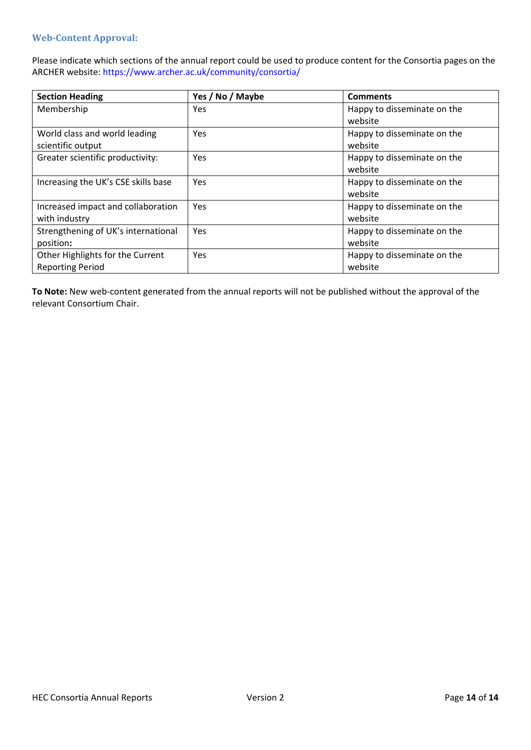### Web-Content Approval:

Please indicate which sections of the annual report could be used to produce content for the Consortia pages on the ARCHER website: https://www.archer.ac.uk/community/consortia/

| Section Heading | Yes / No / Maybe | Comments |
|---|---|---|
| Membership | Yes | Happy to disseminate on the website |
| World class and world leading scientific output | Yes | Happy to disseminate on the website |
| Greater scientific productivity: | Yes | Happy to disseminate on the website |
| Increasing the UK's CSE skills base | Yes | Happy to disseminate on the website |
| Increased impact and collaboration with industry | Yes | Happy to disseminate on the website |
| Strengthening of UK's international position: | Yes | Happy to disseminate on the website |
| Other Highlights for the Current Reporting Period | Yes | Happy to disseminate on the website |

**To Note:** New web-content generated from the annual reports will not be published without the approval of the relevant Consortium Chair.